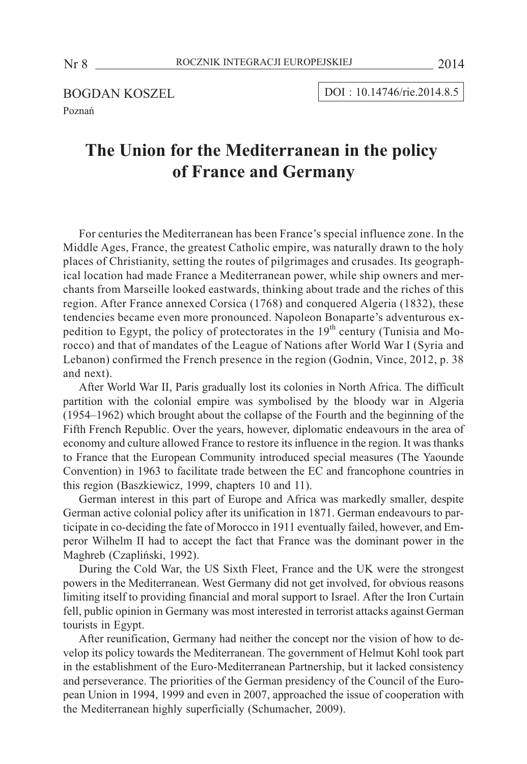BOGDAN KOSZEL

Poznań

DOI : 10.14746/rie.2014.8.5

# The Union for the Mediterranean in the policy of France and Germany

For centuries the Mediterranean has been France's special influence zone. In the Middle Ages, France, the greatest Catholic empire, was naturally drawn to the holy places of Christianity, setting the routes of pilgrimages and crusades. Its geographical location had made France a Mediterranean power, while ship owners and merchants from Marseille looked eastwards, thinking about trade and the riches of this region. After France annexed Corsica (1768) and conquered Algeria (1832), these tendencies became even more pronounced. Napoleon Bonaparte's adventurous expedition to Egypt, the policy of protectorates in the 19th century (Tunisia and Morocco) and that of mandates of the League of Nations after World War I (Syria and Lebanon) confirmed the French presence in the region (Godnin, Vince, 2012, p. 38 and next).

After World War II, Paris gradually lost its colonies in North Africa. The difficult partition with the colonial empire was symbolised by the bloody war in Algeria (1954–1962) which brought about the collapse of the Fourth and the beginning of the Fifth French Republic. Over the years, however, diplomatic endeavours in the area of economy and culture allowed France to restore its influence in the region. It was thanks to France that the European Community introduced special measures (The Yaounde Convention) in 1963 to facilitate trade between the EC and francophone countries in this region (Baszkiewicz, 1999, chapters 10 and 11).

German interest in this part of Europe and Africa was markedly smaller, despite German active colonial policy after its unification in 1871. German endeavours to participate in co-deciding the fate of Morocco in 1911 eventually failed, however, and Emperor Wilhelm II had to accept the fact that France was the dominant power in the Maghreb (Czapliński, 1992).

During the Cold War, the US Sixth Fleet, France and the UK were the strongest powers in the Mediterranean. West Germany did not get involved, for obvious reasons limiting itself to providing financial and moral support to Israel. After the Iron Curtain fell, public opinion in Germany was most interested in terrorist attacks against German tourists in Egypt.

After reunification, Germany had neither the concept nor the vision of how to develop its policy towards the Mediterranean. The government of Helmut Kohl took part in the establishment of the Euro-Mediterranean Partnership, but it lacked consistency and perseverance. The priorities of the German presidency of the Council of the European Union in 1994, 1999 and even in 2007, approached the issue of cooperation with the Mediterranean highly superficially (Schumacher, 2009).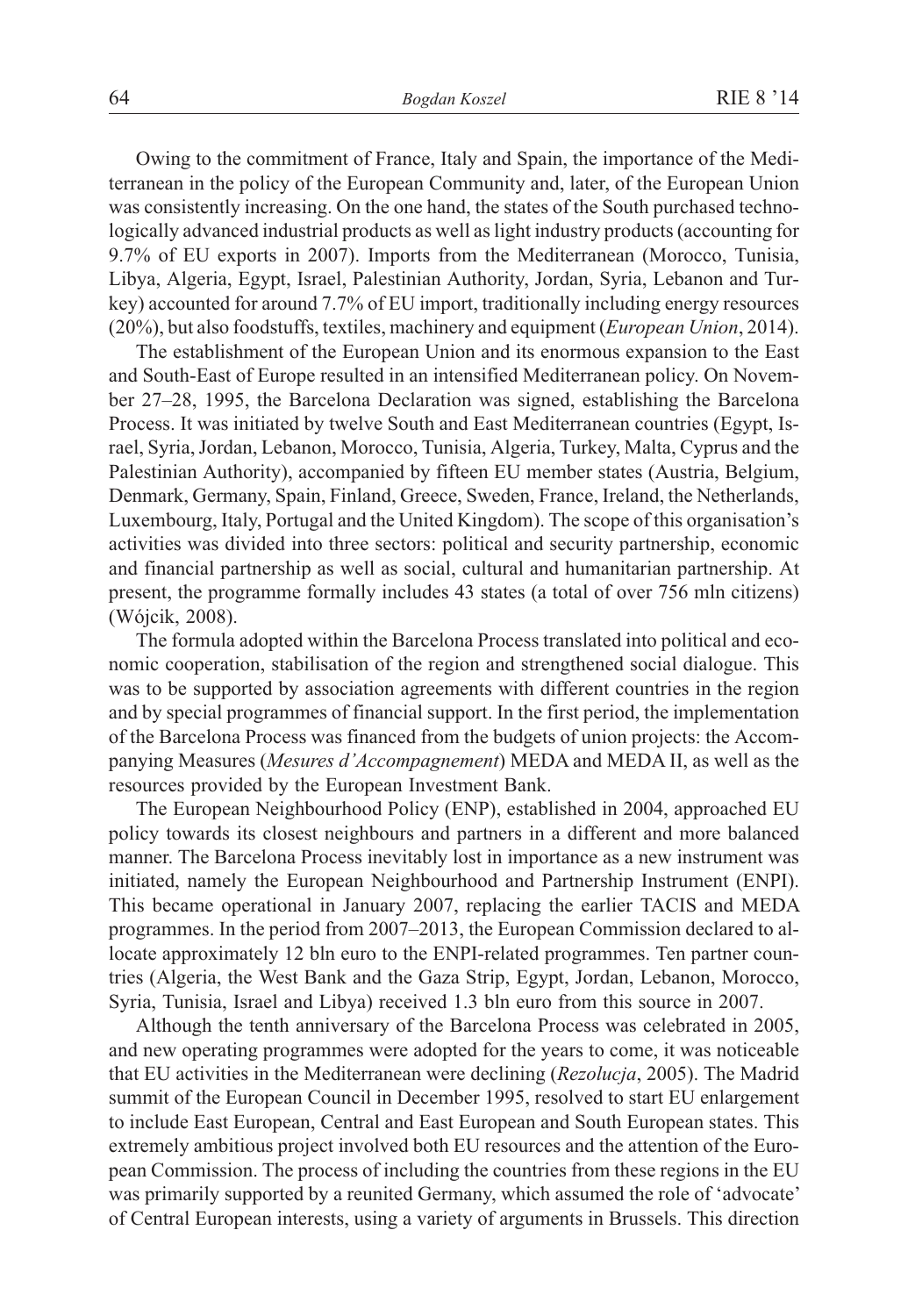Owing to the commitment of France, Italy and Spain, the importance of the Mediterranean in the policy of the European Community and, later, of the European Union was consistently increasing. On the one hand, the states of the South purchased technologically advanced industrial products as well as light industry products (accounting for 9.7% of EU exports in 2007). Imports from the Mediterranean (Morocco, Tunisia, Libya, Algeria, Egypt, Israel, Palestinian Authority, Jordan, Syria, Lebanon and Turkey) accounted for around 7.7% of EU import, traditionally including energy resources (20%), but also foodstuffs, textiles, machinery and equipment (*European Union*, 2014).

The establishment of the European Union and its enormous expansion to the East and South-East of Europe resulted in an intensified Mediterranean policy. On November 27–28, 1995, the Barcelona Declaration was signed, establishing the Barcelona Process. It was initiated by twelve South and East Mediterranean countries (Egypt, Israel, Syria, Jordan, Lebanon, Morocco, Tunisia, Algeria, Turkey, Malta, Cyprus and the Palestinian Authority), accompanied by fifteen EU member states (Austria, Belgium, Denmark, Germany, Spain, Finland, Greece, Sweden, France, Ireland, the Netherlands, Luxembourg, Italy, Portugal and the United Kingdom). The scope of this organisation's activities was divided into three sectors: political and security partnership, economic and financial partnership as well as social, cultural and humanitarian partnership. At present, the programme formally includes 43 states (a total of over 756 mln citizens) (Wójcik, 2008).

The formula adopted within the Barcelona Process translated into political and economic cooperation, stabilisation of the region and strengthened social dialogue. This was to be supported by association agreements with different countries in the region and by special programmes of financial support. In the first period, the implementation of the Barcelona Process was financed from the budgets of union projects: the Accompanying Measures (*Mesures d'Accompagnement*) MEDA and MEDA II, as well as the resources provided by the European Investment Bank.

The European Neighbourhood Policy (ENP), established in 2004, approached EU policy towards its closest neighbours and partners in a different and more balanced manner. The Barcelona Process inevitably lost in importance as a new instrument was initiated, namely the European Neighbourhood and Partnership Instrument (ENPI). This became operational in January 2007, replacing the earlier TACIS and MEDA programmes. In the period from 2007–2013, the European Commission declared to allocate approximately 12 bln euro to the ENPI-related programmes. Ten partner countries (Algeria, the West Bank and the Gaza Strip, Egypt, Jordan, Lebanon, Morocco, Syria, Tunisia, Israel and Libya) received 1.3 bln euro from this source in 2007.

Although the tenth anniversary of the Barcelona Process was celebrated in 2005, and new operating programmes were adopted for the years to come, it was noticeable that EU activities in the Mediterranean were declining (*Rezolucja*, 2005). The Madrid summit of the European Council in December 1995, resolved to start EU enlargement to include East European, Central and East European and South European states. This extremely ambitious project involved both EU resources and the attention of the European Commission. The process of including the countries from these regions in the EU was primarily supported by a reunited Germany, which assumed the role of 'advocate' of Central European interests, using a variety of arguments in Brussels. This direction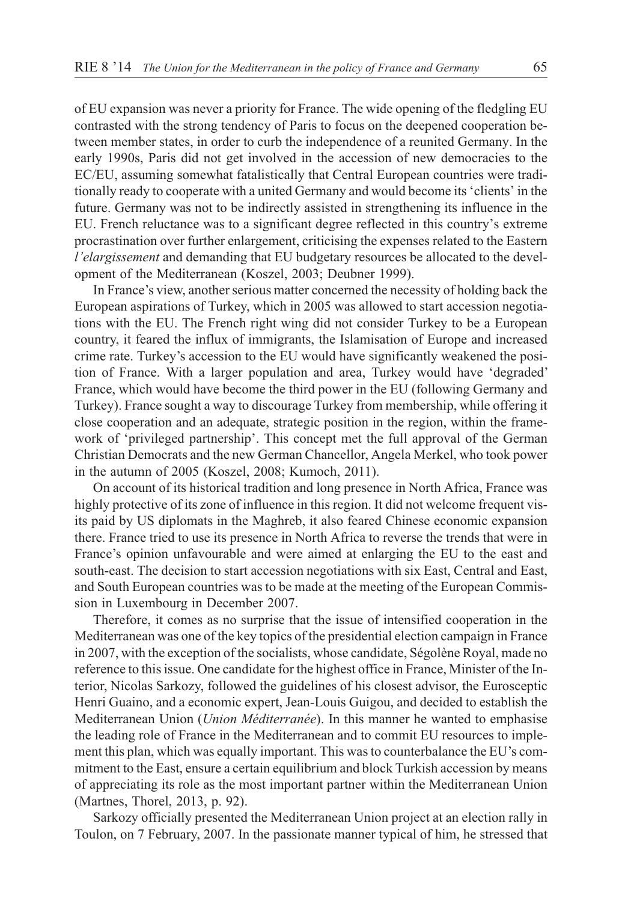of EU expansion was never a priority for France. The wide opening of the fledgling EU contrasted with the strong tendency of Paris to focus on the deepened cooperation between member states, in order to curb the independence of a reunited Germany. In the early 1990s, Paris did not get involved in the accession of new democracies to the EC/EU, assuming somewhat fatalistically that Central European countries were traditionally ready to cooperate with a united Germany and would become its 'clients' in the future. Germany was not to be indirectly assisted in strengthening its influence in the EU. French reluctance was to a significant degree reflected in this country's extreme procrastination over further enlargement, criticising the expenses related to the Eastern *l'elargissement* and demanding that EU budgetary resources be allocated to the development of the Mediterranean (Koszel, 2003; Deubner 1999).

In France's view, another serious matter concerned the necessity of holding back the European aspirations of Turkey, which in 2005 was allowed to start accession negotiations with the EU. The French right wing did not consider Turkey to be a European country, it feared the influx of immigrants, the Islamisation of Europe and increased crime rate. Turkey's accession to the EU would have significantly weakened the position of France. With a larger population and area, Turkey would have 'degraded' France, which would have become the third power in the EU (following Germany and Turkey). France sought a way to discourage Turkey from membership, while offering it close cooperation and an adequate, strategic position in the region, within the framework of 'privileged partnership'. This concept met the full approval of the German Christian Democrats and the new German Chancellor, Angela Merkel, who took power in the autumn of 2005 (Koszel, 2008; Kumoch, 2011).

On account of its historical tradition and long presence in North Africa, France was highly protective of its zone of influence in this region. It did not welcome frequent visits paid by US diplomats in the Maghreb, it also feared Chinese economic expansion there. France tried to use its presence in North Africa to reverse the trends that were in France's opinion unfavourable and were aimed at enlarging the EU to the east and south-east. The decision to start accession negotiations with six East, Central and East, and South European countries was to be made at the meeting of the European Commission in Luxembourg in December 2007.

Therefore, it comes as no surprise that the issue of intensified cooperation in the Mediterranean was one of the key topics of the presidential election campaign in France in 2007, with the exception of the socialists, whose candidate, Ségolène Royal, made no reference to this issue. One candidate for the highest office in France, Minister of the Interior, Nicolas Sarkozy, followed the guidelines of his closest advisor, the Eurosceptic Henri Guaino, and a economic expert, Jean-Louis Guigou, and decided to establish the Mediterranean Union (*Union Méditerranée*). In this manner he wanted to emphasise the leading role of France in the Mediterranean and to commit EU resources to implement this plan, which was equally important. This was to counterbalance the EU's commitment to the East, ensure a certain equilibrium and block Turkish accession by means of appreciating its role as the most important partner within the Mediterranean Union (Martnes, Thorel, 2013, p. 92).

Sarkozy officially presented the Mediterranean Union project at an election rally in Toulon, on 7 February, 2007. In the passionate manner typical of him, he stressed that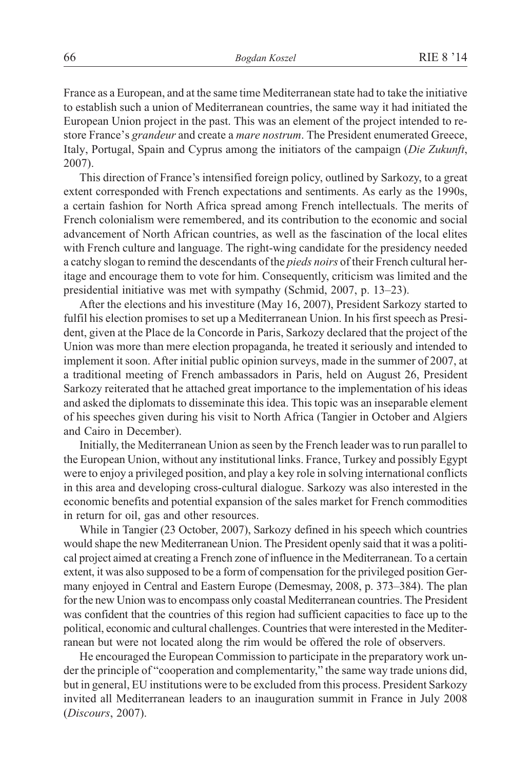France as a European, and at the same time Mediterranean state had to take the initiative to establish such a union of Mediterranean countries, the same way it had initiated the European Union project in the past. This was an element of the project intended to restore France's *grandeur* and create a *mare nostrum*. The President enumerated Greece, Italy, Portugal, Spain and Cyprus among the initiators of the campaign (*Die Zukunft*, 2007).

This direction of France's intensified foreign policy, outlined by Sarkozy, to a great extent corresponded with French expectations and sentiments. As early as the 1990s, a certain fashion for North Africa spread among French intellectuals. The merits of French colonialism were remembered, and its contribution to the economic and social advancement of North African countries, as well as the fascination of the local elites with French culture and language. The right-wing candidate for the presidency needed a catchy slogan to remind the descendants of the *pieds noirs* of their French cultural heritage and encourage them to vote for him. Consequently, criticism was limited and the presidential initiative was met with sympathy (Schmid, 2007, p. 13–23).

After the elections and his investiture (May 16, 2007), President Sarkozy started to fulfil his election promises to set up a Mediterranean Union. In his first speech as President, given at the Place de la Concorde in Paris, Sarkozy declared that the project of the Union was more than mere election propaganda, he treated it seriously and intended to implement it soon. After initial public opinion surveys, made in the summer of 2007, at a traditional meeting of French ambassadors in Paris, held on August 26, President Sarkozy reiterated that he attached great importance to the implementation of his ideas and asked the diplomats to disseminate this idea. This topic was an inseparable element of his speeches given during his visit to North Africa (Tangier in October and Algiers and Cairo in December).

Initially, the Mediterranean Union as seen by the French leader was to run parallel to the European Union, without any institutional links. France, Turkey and possibly Egypt were to enjoy a privileged position, and play a key role in solving international conflicts in this area and developing cross-cultural dialogue. Sarkozy was also interested in the economic benefits and potential expansion of the sales market for French commodities in return for oil, gas and other resources.

While in Tangier (23 October, 2007), Sarkozy defined in his speech which countries would shape the new Mediterranean Union. The President openly said that it was a political project aimed at creating a French zone of influence in the Mediterranean. To a certain extent, it was also supposed to be a form of compensation for the privileged position Germany enjoyed in Central and Eastern Europe (Demesmay, 2008, p. 373–384). The plan for the new Union was to encompass only coastal Mediterranean countries. The President was confident that the countries of this region had sufficient capacities to face up to the political, economic and cultural challenges. Countries that were interested in the Mediterranean but were not located along the rim would be offered the role of observers.

He encouraged the European Commission to participate in the preparatory work under the principle of "cooperation and complementarity," the same way trade unions did, but in general, EU institutions were to be excluded from this process. President Sarkozy invited all Mediterranean leaders to an inauguration summit in France in July 2008 (*Discours*, 2007).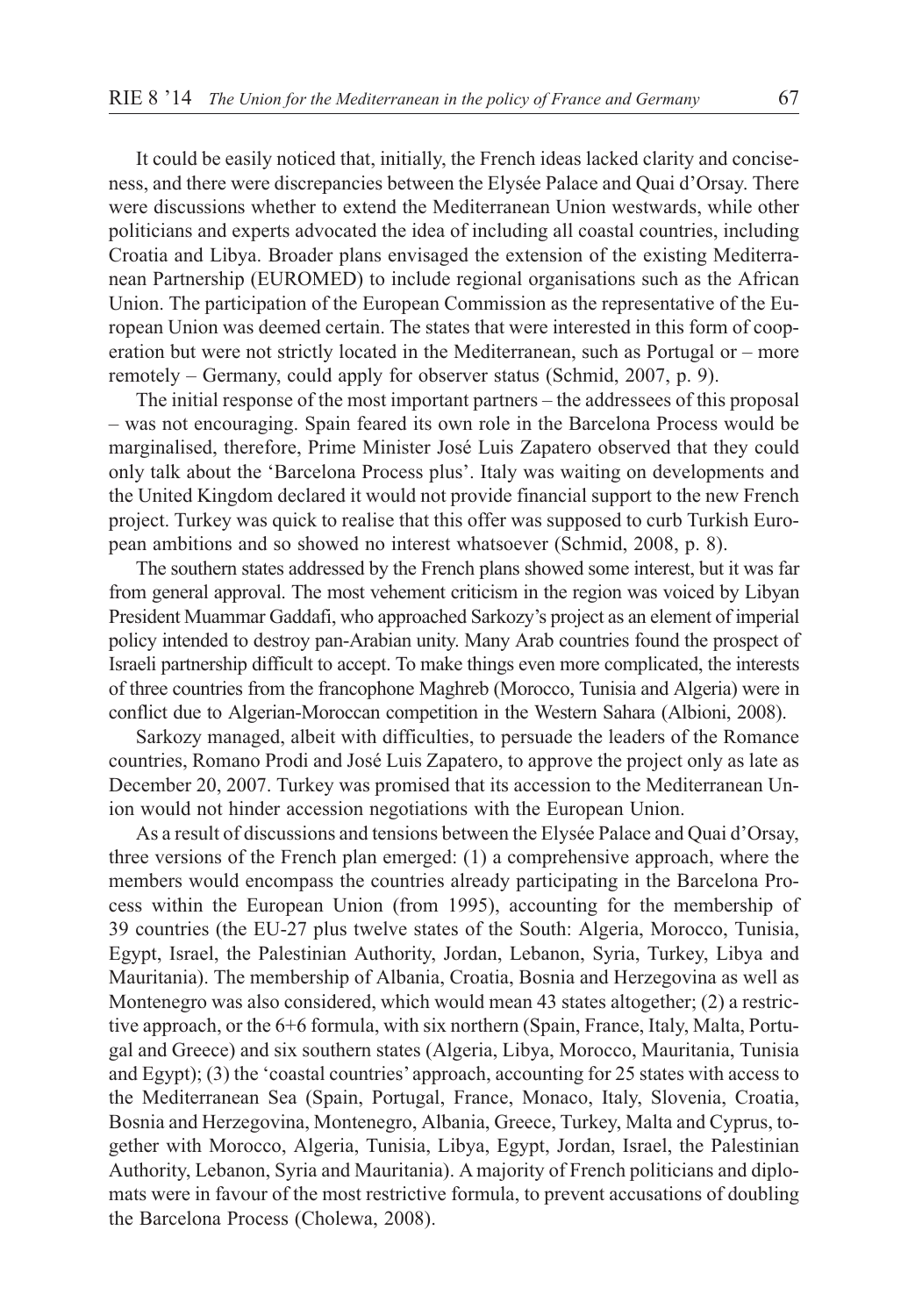It could be easily noticed that, initially, the French ideas lacked clarity and conciseness, and there were discrepancies between the Elysée Palace and Quai d'Orsay. There were discussions whether to extend the Mediterranean Union westwards, while other politicians and experts advocated the idea of including all coastal countries, including Croatia and Libya. Broader plans envisaged the extension of the existing Mediterranean Partnership (EUROMED) to include regional organisations such as the African Union. The participation of the European Commission as the representative of the European Union was deemed certain. The states that were interested in this form of cooperation but were not strictly located in the Mediterranean, such as Portugal or – more remotely – Germany, could apply for observer status (Schmid, 2007, p. 9).

The initial response of the most important partners – the addressees of this proposal – was not encouraging. Spain feared its own role in the Barcelona Process would be marginalised, therefore, Prime Minister José Luis Zapatero observed that they could only talk about the 'Barcelona Process plus'. Italy was waiting on developments and the United Kingdom declared it would not provide financial support to the new French project. Turkey was quick to realise that this offer was supposed to curb Turkish European ambitions and so showed no interest whatsoever (Schmid, 2008, p. 8).

The southern states addressed by the French plans showed some interest, but it was far from general approval. The most vehement criticism in the region was voiced by Libyan President Muammar Gaddafi, who approached Sarkozy's project as an element of imperial policy intended to destroy pan-Arabian unity. Many Arab countries found the prospect of Israeli partnership difficult to accept. To make things even more complicated, the interests of three countries from the francophone Maghreb (Morocco, Tunisia and Algeria) were in conflict due to Algerian-Moroccan competition in the Western Sahara (Albioni, 2008).

Sarkozy managed, albeit with difficulties, to persuade the leaders of the Romance countries, Romano Prodi and José Luis Zapatero, to approve the project only as late as December 20, 2007. Turkey was promised that its accession to the Mediterranean Union would not hinder accession negotiations with the European Union.

As a result of discussions and tensions between the Elysée Palace and Quai d'Orsay, three versions of the French plan emerged: (1) a comprehensive approach, where the members would encompass the countries already participating in the Barcelona Process within the European Union (from 1995), accounting for the membership of 39 countries (the EU-27 plus twelve states of the South: Algeria, Morocco, Tunisia, Egypt, Israel, the Palestinian Authority, Jordan, Lebanon, Syria, Turkey, Libya and Mauritania). The membership of Albania, Croatia, Bosnia and Herzegovina as well as Montenegro was also considered, which would mean 43 states altogether; (2) a restrictive approach, or the 6+6 formula, with six northern (Spain, France, Italy, Malta, Portugal and Greece) and six southern states (Algeria, Libya, Morocco, Mauritania, Tunisia and Egypt); (3) the 'coastal countries' approach, accounting for 25 states with access to the Mediterranean Sea (Spain, Portugal, France, Monaco, Italy, Slovenia, Croatia, Bosnia and Herzegovina, Montenegro, Albania, Greece, Turkey, Malta and Cyprus, together with Morocco, Algeria, Tunisia, Libya, Egypt, Jordan, Israel, the Palestinian Authority, Lebanon, Syria and Mauritania). A majority of French politicians and diplomats were in favour of the most restrictive formula, to prevent accusations of doubling the Barcelona Process (Cholewa, 2008).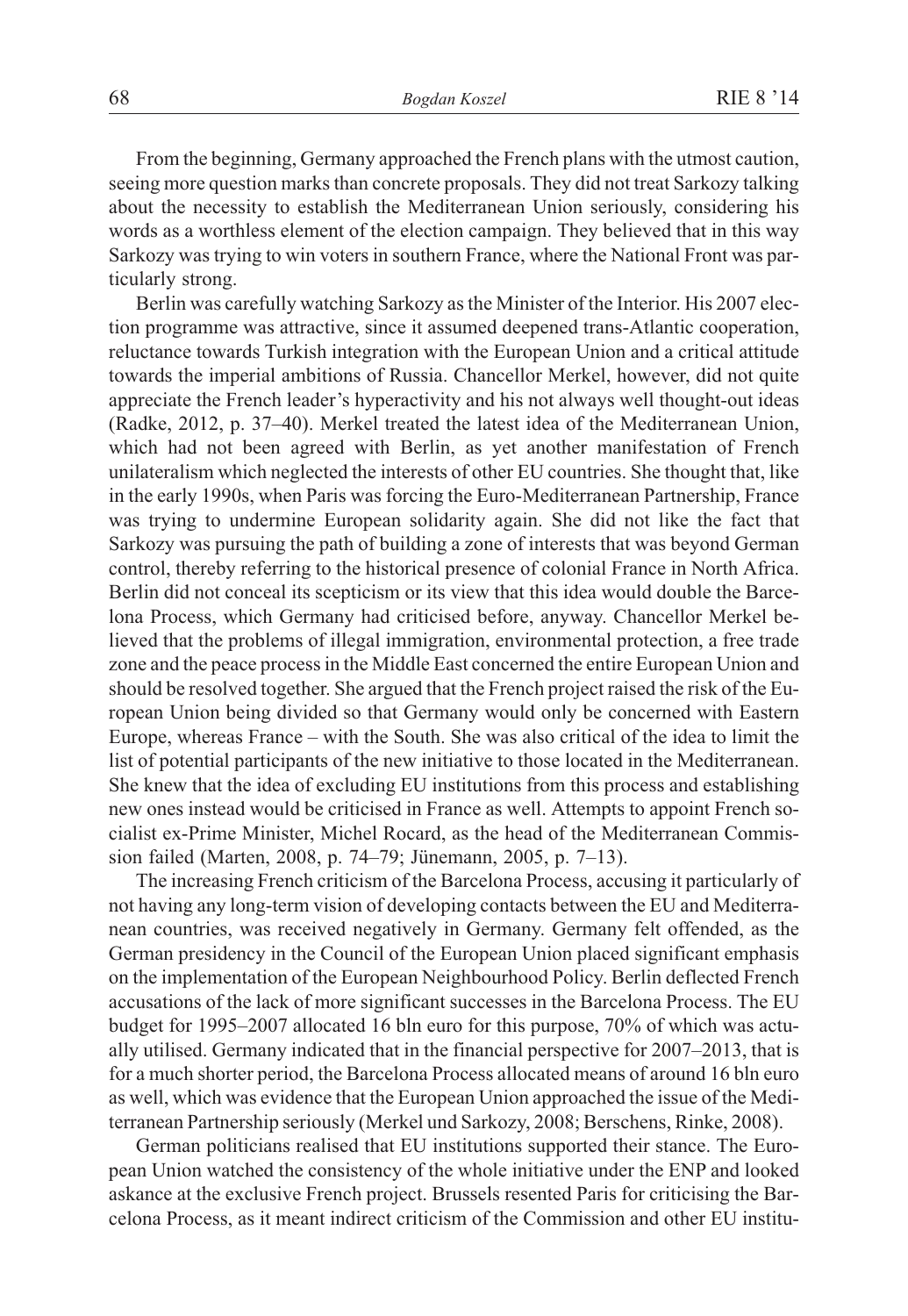From the beginning, Germany approached the French plans with the utmost caution, seeing more question marks than concrete proposals. They did not treat Sarkozy talking about the necessity to establish the Mediterranean Union seriously, considering his words as a worthless element of the election campaign. They believed that in this way Sarkozy was trying to win voters in southern France, where the National Front was particularly strong.

Berlin was carefully watching Sarkozy as the Minister of the Interior. His 2007 election programme was attractive, since it assumed deepened trans-Atlantic cooperation, reluctance towards Turkish integration with the European Union and a critical attitude towards the imperial ambitions of Russia. Chancellor Merkel, however, did not quite appreciate the French leader's hyperactivity and his not always well thought-out ideas (Radke, 2012, p. 37–40). Merkel treated the latest idea of the Mediterranean Union, which had not been agreed with Berlin, as yet another manifestation of French unilateralism which neglected the interests of other EU countries. She thought that, like in the early 1990s, when Paris was forcing the Euro-Mediterranean Partnership, France was trying to undermine European solidarity again. She did not like the fact that Sarkozy was pursuing the path of building a zone of interests that was beyond German control, thereby referring to the historical presence of colonial France in North Africa. Berlin did not conceal its scepticism or its view that this idea would double the Barcelona Process, which Germany had criticised before, anyway. Chancellor Merkel believed that the problems of illegal immigration, environmental protection, a free trade zone and the peace process in the Middle East concerned the entire European Union and should be resolved together. She argued that the French project raised the risk of the European Union being divided so that Germany would only be concerned with Eastern Europe, whereas France – with the South. She was also critical of the idea to limit the list of potential participants of the new initiative to those located in the Mediterranean. She knew that the idea of excluding EU institutions from this process and establishing new ones instead would be criticised in France as well. Attempts to appoint French socialist ex-Prime Minister, Michel Rocard, as the head of the Mediterranean Commission failed (Marten, 2008, p. 74–79; Jünemann, 2005, p. 7–13).

The increasing French criticism of the Barcelona Process, accusing it particularly of not having any long-term vision of developing contacts between the EU and Mediterranean countries, was received negatively in Germany. Germany felt offended, as the German presidency in the Council of the European Union placed significant emphasis on the implementation of the European Neighbourhood Policy. Berlin deflected French accusations of the lack of more significant successes in the Barcelona Process. The EU budget for 1995–2007 allocated 16 bln euro for this purpose, 70% of which was actually utilised. Germany indicated that in the financial perspective for 2007–2013, that is for a much shorter period, the Barcelona Process allocated means of around 16 bln euro as well, which was evidence that the European Union approached the issue of the Mediterranean Partnership seriously (Merkel und Sarkozy, 2008; Berschens, Rinke, 2008).

German politicians realised that EU institutions supported their stance. The European Union watched the consistency of the whole initiative under the ENP and looked askance at the exclusive French project. Brussels resented Paris for criticising the Barcelona Process, as it meant indirect criticism of the Commission and other EU institu-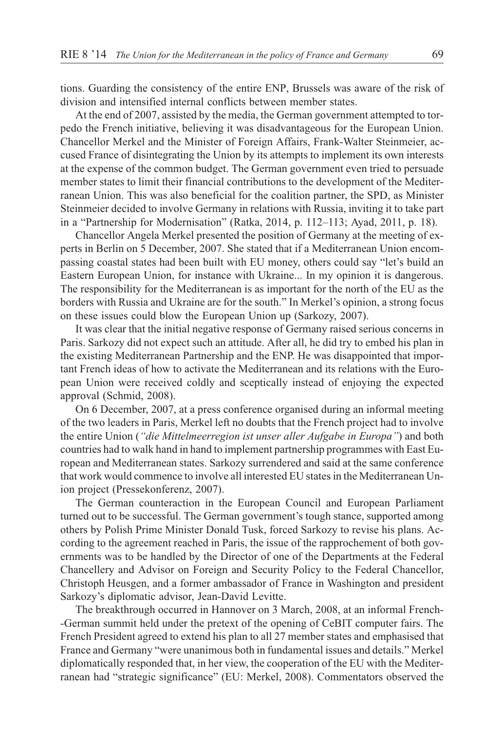tions. Guarding the consistency of the entire ENP, Brussels was aware of the risk of division and intensified internal conflicts between member states.

At the end of 2007, assisted by the media, the German government attempted to torpedo the French initiative, believing it was disadvantageous for the European Union. Chancellor Merkel and the Minister of Foreign Affairs, Frank-Walter Steinmeier, accused France of disintegrating the Union by its attempts to implement its own interests at the expense of the common budget. The German government even tried to persuade member states to limit their financial contributions to the development of the Mediterranean Union. This was also beneficial for the coalition partner, the SPD, as Minister Steinmeier decided to involve Germany in relations with Russia, inviting it to take part in a "Partnership for Modernisation" (Ratka, 2014, p. 112–113; Ayad, 2011, p. 18).

Chancellor Angela Merkel presented the position of Germany at the meeting of experts in Berlin on 5 December, 2007. She stated that if a Mediterranean Union encompassing coastal states had been built with EU money, others could say "let's build an Eastern European Union, for instance with Ukraine... In my opinion it is dangerous. The responsibility for the Mediterranean is as important for the north of the EU as the borders with Russia and Ukraine are for the south." In Merkel's opinion, a strong focus on these issues could blow the European Union up (Sarkozy, 2007).

It was clear that the initial negative response of Germany raised serious concerns in Paris. Sarkozy did not expect such an attitude. After all, he did try to embed his plan in the existing Mediterranean Partnership and the ENP. He was disappointed that important French ideas of how to activate the Mediterranean and its relations with the European Union were received coldly and sceptically instead of enjoying the expected approval (Schmid, 2008).

On 6 December, 2007, at a press conference organised during an informal meeting of the two leaders in Paris, Merkel left no doubts that the French project had to involve the entire Union (*"die Mittelmeerregion ist unser aller Aufgabe in Europa"*) and both countries had to walk hand in hand to implement partnership programmes with East European and Mediterranean states. Sarkozy surrendered and said at the same conference that work would commence to involve all interested EU states in the Mediterranean Union project (Pressekonferenz, 2007).

The German counteraction in the European Council and European Parliament turned out to be successful. The German government's tough stance, supported among others by Polish Prime Minister Donald Tusk, forced Sarkozy to revise his plans. According to the agreement reached in Paris, the issue of the rapprochement of both governments was to be handled by the Director of one of the Departments at the Federal Chancellery and Advisor on Foreign and Security Policy to the Federal Chancellor, Christoph Heusgen, and a former ambassador of France in Washington and president Sarkozy's diplomatic advisor, Jean-David Levitte.

The breakthrough occurred in Hannover on 3 March, 2008, at an informal French-German summit held under the pretext of the opening of CeBIT computer fairs. The French President agreed to extend his plan to all 27 member states and emphasised that France and Germany "were unanimous both in fundamental issues and details." Merkel diplomatically responded that, in her view, the cooperation of the EU with the Mediterranean had "strategic significance" (EU: Merkel, 2008). Commentators observed the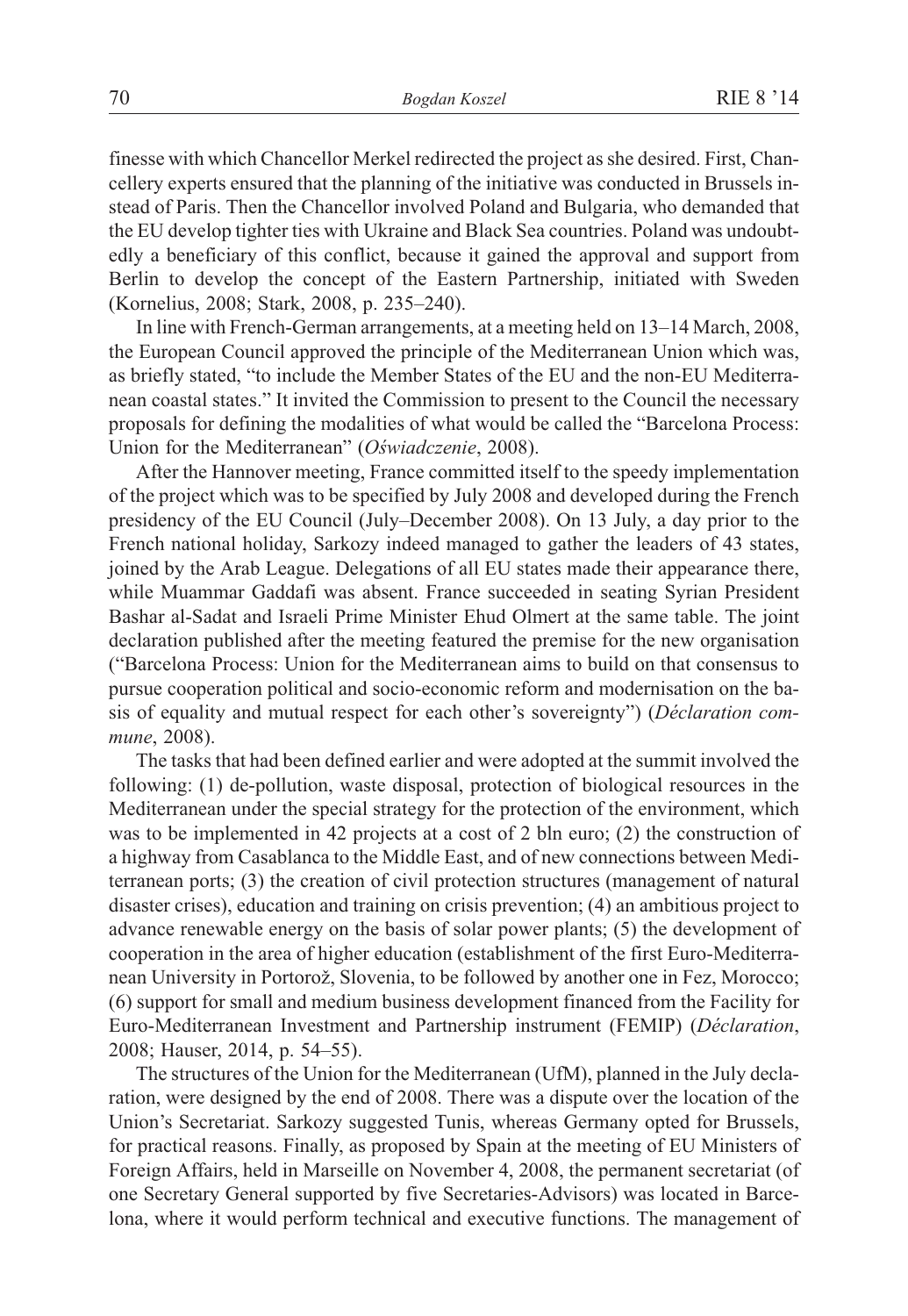finesse with which Chancellor Merkel redirected the project as she desired. First, Chancellery experts ensured that the planning of the initiative was conducted in Brussels instead of Paris. Then the Chancellor involved Poland and Bulgaria, who demanded that the EU develop tighter ties with Ukraine and Black Sea countries. Poland was undoubtedly a beneficiary of this conflict, because it gained the approval and support from Berlin to develop the concept of the Eastern Partnership, initiated with Sweden (Kornelius, 2008; Stark, 2008, p. 235–240).

In line with French-German arrangements, at a meeting held on 13–14 March, 2008, the European Council approved the principle of the Mediterranean Union which was, as briefly stated, "to include the Member States of the EU and the non-EU Mediterranean coastal states." It invited the Commission to present to the Council the necessary proposals for defining the modalities of what would be called the "Barcelona Process: Union for the Mediterranean" (*Oświadczenie*, 2008).

After the Hannover meeting, France committed itself to the speedy implementation of the project which was to be specified by July 2008 and developed during the French presidency of the EU Council (July–December 2008). On 13 July, a day prior to the French national holiday, Sarkozy indeed managed to gather the leaders of 43 states, joined by the Arab League. Delegations of all EU states made their appearance there, while Muammar Gaddafi was absent. France succeeded in seating Syrian President Bashar al-Sadat and Israeli Prime Minister Ehud Olmert at the same table. The joint declaration published after the meeting featured the premise for the new organisation ("Barcelona Process: Union for the Mediterranean aims to build on that consensus to pursue cooperation political and socio-economic reform and modernisation on the basis of equality and mutual respect for each other's sovereignty") (*Déclaration commune*, 2008).

The tasks that had been defined earlier and were adopted at the summit involved the following: (1) de-pollution, waste disposal, protection of biological resources in the Mediterranean under the special strategy for the protection of the environment, which was to be implemented in 42 projects at a cost of 2 bln euro; (2) the construction of a highway from Casablanca to the Middle East, and of new connections between Mediterranean ports; (3) the creation of civil protection structures (management of natural disaster crises), education and training on crisis prevention; (4) an ambitious project to advance renewable energy on the basis of solar power plants; (5) the development of cooperation in the area of higher education (establishment of the first Euro-Mediterranean University in Portorož, Slovenia, to be followed by another one in Fez, Morocco; (6) support for small and medium business development financed from the Facility for Euro-Mediterranean Investment and Partnership instrument (FEMIP) (*Déclaration*, 2008; Hauser, 2014, p. 54–55).

The structures of the Union for the Mediterranean (UfM), planned in the July declaration, were designed by the end of 2008. There was a dispute over the location of the Union's Secretariat. Sarkozy suggested Tunis, whereas Germany opted for Brussels, for practical reasons. Finally, as proposed by Spain at the meeting of EU Ministers of Foreign Affairs, held in Marseille on November 4, 2008, the permanent secretariat (of one Secretary General supported by five Secretaries-Advisors) was located in Barcelona, where it would perform technical and executive functions. The management of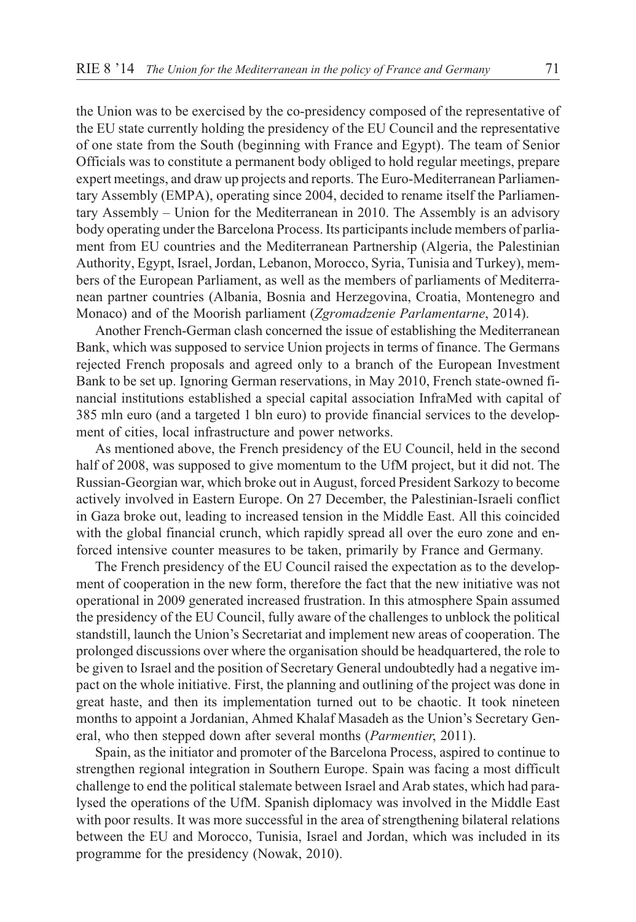the Union was to be exercised by the co-presidency composed of the representative of the EU state currently holding the presidency of the EU Council and the representative of one state from the South (beginning with France and Egypt). The team of Senior Officials was to constitute a permanent body obliged to hold regular meetings, prepare expert meetings, and draw up projects and reports. The Euro-Mediterranean Parliamentary Assembly (EMPA), operating since 2004, decided to rename itself the Parliamentary Assembly – Union for the Mediterranean in 2010. The Assembly is an advisory body operating under the Barcelona Process. Its participants include members of parliament from EU countries and the Mediterranean Partnership (Algeria, the Palestinian Authority, Egypt, Israel, Jordan, Lebanon, Morocco, Syria, Tunisia and Turkey), members of the European Parliament, as well as the members of parliaments of Mediterranean partner countries (Albania, Bosnia and Herzegovina, Croatia, Montenegro and Monaco) and of the Moorish parliament (*Zgromadzenie Parlamentarne*, 2014).

Another French-German clash concerned the issue of establishing the Mediterranean Bank, which was supposed to service Union projects in terms of finance. The Germans rejected French proposals and agreed only to a branch of the European Investment Bank to be set up. Ignoring German reservations, in May 2010, French state-owned financial institutions established a special capital association InfraMed with capital of 385 mln euro (and a targeted 1 bln euro) to provide financial services to the development of cities, local infrastructure and power networks.

As mentioned above, the French presidency of the EU Council, held in the second half of 2008, was supposed to give momentum to the UfM project, but it did not. The Russian-Georgian war, which broke out in August, forced President Sarkozy to become actively involved in Eastern Europe. On 27 December, the Palestinian-Israeli conflict in Gaza broke out, leading to increased tension in the Middle East. All this coincided with the global financial crunch, which rapidly spread all over the euro zone and enforced intensive counter measures to be taken, primarily by France and Germany.

The French presidency of the EU Council raised the expectation as to the development of cooperation in the new form, therefore the fact that the new initiative was not operational in 2009 generated increased frustration. In this atmosphere Spain assumed the presidency of the EU Council, fully aware of the challenges to unblock the political standstill, launch the Union's Secretariat and implement new areas of cooperation. The prolonged discussions over where the organisation should be headquartered, the role to be given to Israel and the position of Secretary General undoubtedly had a negative impact on the whole initiative. First, the planning and outlining of the project was done in great haste, and then its implementation turned out to be chaotic. It took nineteen months to appoint a Jordanian, Ahmed Khalaf Masadeh as the Union's Secretary General, who then stepped down after several months (*Parmentier*, 2011).

Spain, as the initiator and promoter of the Barcelona Process, aspired to continue to strengthen regional integration in Southern Europe. Spain was facing a most difficult challenge to end the political stalemate between Israel and Arab states, which had paralysed the operations of the UfM. Spanish diplomacy was involved in the Middle East with poor results. It was more successful in the area of strengthening bilateral relations between the EU and Morocco, Tunisia, Israel and Jordan, which was included in its programme for the presidency (Nowak, 2010).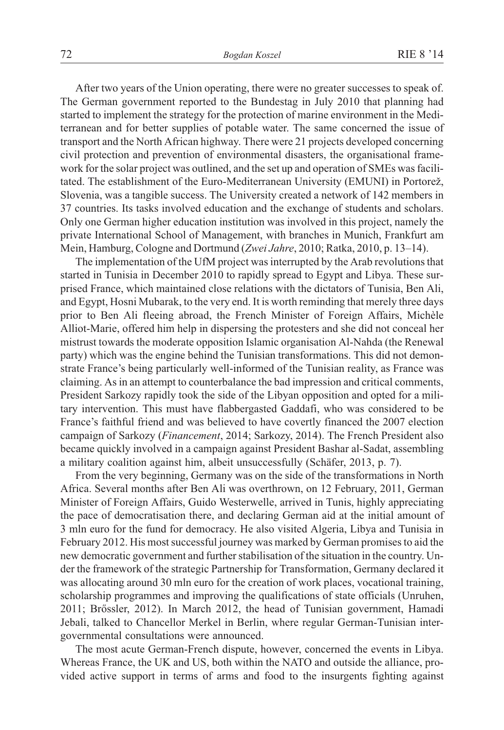After two years of the Union operating, there were no greater successes to speak of. The German government reported to the Bundestag in July 2010 that planning had started to implement the strategy for the protection of marine environment in the Mediterranean and for better supplies of potable water. The same concerned the issue of transport and the North African highway. There were 21 projects developed concerning civil protection and prevention of environmental disasters, the organisational framework for the solar project was outlined, and the set up and operation of SMEs was facilitated. The establishment of the Euro-Mediterranean University (EMUNI) in Portorež, Slovenia, was a tangible success. The University created a network of 142 members in 37 countries. Its tasks involved education and the exchange of students and scholars. Only one German higher education institution was involved in this project, namely the private International School of Management, with branches in Munich, Frankfurt am Mein, Hamburg, Cologne and Dortmund (*Zwei Jahre*, 2010; Ratka, 2010, p. 13–14).

The implementation of the UfM project was interrupted by the Arab revolutions that started in Tunisia in December 2010 to rapidly spread to Egypt and Libya. These surprised France, which maintained close relations with the dictators of Tunisia, Ben Ali, and Egypt, Hosni Mubarak, to the very end. It is worth reminding that merely three days prior to Ben Ali fleeing abroad, the French Minister of Foreign Affairs, Michèle Alliot-Marie, offered him help in dispersing the protesters and she did not conceal her mistrust towards the moderate opposition Islamic organisation Al-Nahda (the Renewal party) which was the engine behind the Tunisian transformations. This did not demonstrate France's being particularly well-informed of the Tunisian reality, as France was claiming. As in an attempt to counterbalance the bad impression and critical comments, President Sarkozy rapidly took the side of the Libyan opposition and opted for a military intervention. This must have flabbergasted Gaddafi, who was considered to be France's faithful friend and was believed to have covertly financed the 2007 election campaign of Sarkozy (*Financement*, 2014; Sarkozy, 2014). The French President also became quickly involved in a campaign against President Bashar al-Sadat, assembling a military coalition against him, albeit unsuccessfully (Schäfer, 2013, p. 7).

From the very beginning, Germany was on the side of the transformations in North Africa. Several months after Ben Ali was overthrown, on 12 February, 2011, German Minister of Foreign Affairs, Guido Westerwelle, arrived in Tunis, highly appreciating the pace of democratisation there, and declaring German aid at the initial amount of 3 mln euro for the fund for democracy. He also visited Algeria, Libya and Tunisia in February 2012. His most successful journey was marked by German promises to aid the new democratic government and further stabilisation of the situation in the country. Under the framework of the strategic Partnership for Transformation, Germany declared it was allocating around 30 mln euro for the creation of work places, vocational training, scholarship programmes and improving the qualifications of state officials (Unruhen, 2011; Brőssler, 2012). In March 2012, the head of Tunisian government, Hamadi Jebali, talked to Chancellor Merkel in Berlin, where regular German-Tunisian intergovernmental consultations were announced.

The most acute German-French dispute, however, concerned the events in Libya. Whereas France, the UK and US, both within the NATO and outside the alliance, provided active support in terms of arms and food to the insurgents fighting against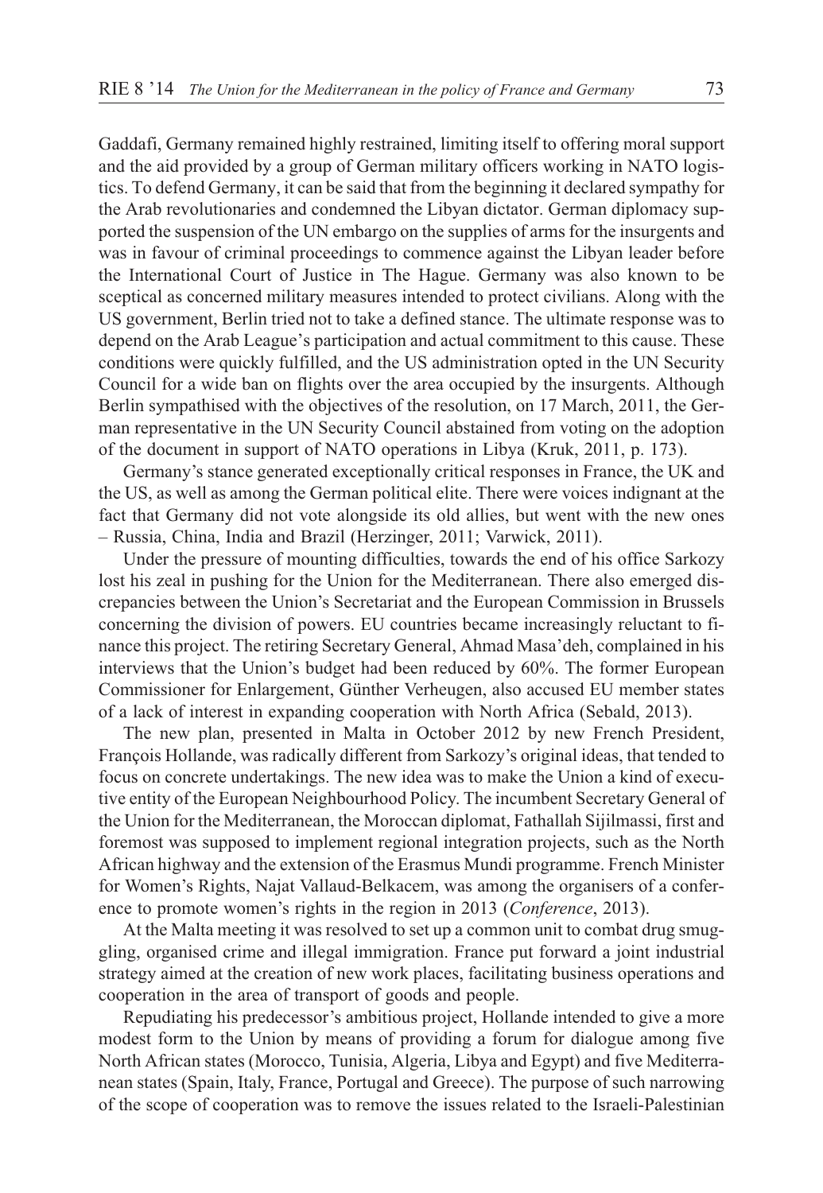Gaddafi, Germany remained highly restrained, limiting itself to offering moral support and the aid provided by a group of German military officers working in NATO logistics. To defend Germany, it can be said that from the beginning it declared sympathy for the Arab revolutionaries and condemned the Libyan dictator. German diplomacy supported the suspension of the UN embargo on the supplies of arms for the insurgents and was in favour of criminal proceedings to commence against the Libyan leader before the International Court of Justice in The Hague. Germany was also known to be sceptical as concerned military measures intended to protect civilians. Along with the US government, Berlin tried not to take a defined stance. The ultimate response was to depend on the Arab League's participation and actual commitment to this cause. These conditions were quickly fulfilled, and the US administration opted in the UN Security Council for a wide ban on flights over the area occupied by the insurgents. Although Berlin sympathised with the objectives of the resolution, on 17 March, 2011, the German representative in the UN Security Council abstained from voting on the adoption of the document in support of NATO operations in Libya (Kruk, 2011, p. 173).

Germany's stance generated exceptionally critical responses in France, the UK and the US, as well as among the German political elite. There were voices indignant at the fact that Germany did not vote alongside its old allies, but went with the new ones – Russia, China, India and Brazil (Herzinger, 2011; Varwick, 2011).

Under the pressure of mounting difficulties, towards the end of his office Sarkozy lost his zeal in pushing for the Union for the Mediterranean. There also emerged discrepancies between the Union's Secretariat and the European Commission in Brussels concerning the division of powers. EU countries became increasingly reluctant to finance this project. The retiring Secretary General, Ahmad Masa'deh, complained in his interviews that the Union's budget had been reduced by 60%. The former European Commissioner for Enlargement, Günther Verheugen, also accused EU member states of a lack of interest in expanding cooperation with North Africa (Sebald, 2013).

The new plan, presented in Malta in October 2012 by new French President, François Hollande, was radically different from Sarkozy's original ideas, that tended to focus on concrete undertakings. The new idea was to make the Union a kind of executive entity of the European Neighbourhood Policy. The incumbent Secretary General of the Union for the Mediterranean, the Moroccan diplomat, Fathallah Sijilmassi, first and foremost was supposed to implement regional integration projects, such as the North African highway and the extension of the Erasmus Mundi programme. French Minister for Women's Rights, Najat Vallaud-Belkacem, was among the organisers of a conference to promote women's rights in the region in 2013 (*Conference*, 2013).

At the Malta meeting it was resolved to set up a common unit to combat drug smuggling, organised crime and illegal immigration. France put forward a joint industrial strategy aimed at the creation of new work places, facilitating business operations and cooperation in the area of transport of goods and people.

Repudiating his predecessor's ambitious project, Hollande intended to give a more modest form to the Union by means of providing a forum for dialogue among five North African states (Morocco, Tunisia, Algeria, Libya and Egypt) and five Mediterranean states (Spain, Italy, France, Portugal and Greece). The purpose of such narrowing of the scope of cooperation was to remove the issues related to the Israeli-Palestinian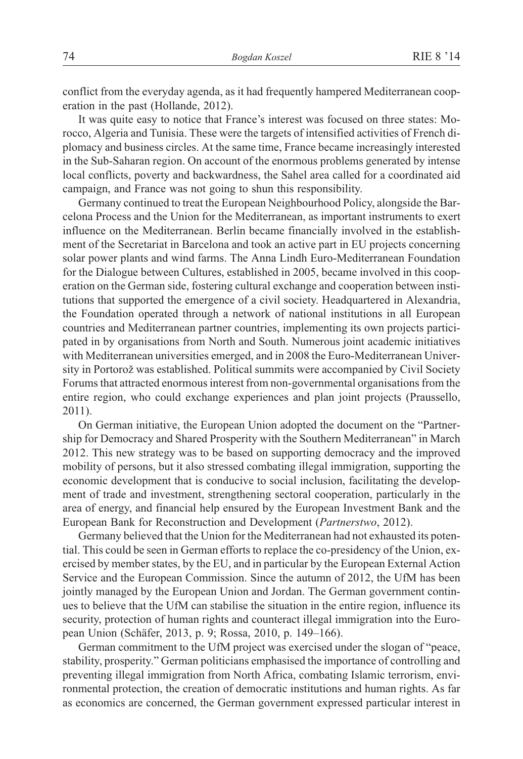conflict from the everyday agenda, as it had frequently hampered Mediterranean cooperation in the past (Hollande, 2012).

It was quite easy to notice that France's interest was focused on three states: Morocco, Algeria and Tunisia. These were the targets of intensified activities of French diplomacy and business circles. At the same time, France became increasingly interested in the Sub-Saharan region. On account of the enormous problems generated by intense local conflicts, poverty and backwardness, the Sahel area called for a coordinated aid campaign, and France was not going to shun this responsibility.

Germany continued to treat the European Neighbourhood Policy, alongside the Barcelona Process and the Union for the Mediterranean, as important instruments to exert influence on the Mediterranean. Berlin became financially involved in the establishment of the Secretariat in Barcelona and took an active part in EU projects concerning solar power plants and wind farms. The Anna Lindh Euro-Mediterranean Foundation for the Dialogue between Cultures, established in 2005, became involved in this cooperation on the German side, fostering cultural exchange and cooperation between institutions that supported the emergence of a civil society. Headquartered in Alexandria, the Foundation operated through a network of national institutions in all European countries and Mediterranean partner countries, implementing its own projects participated in by organisations from North and South. Numerous joint academic initiatives with Mediterranean universities emerged, and in 2008 the Euro-Mediterranean University in Portorož was established. Political summits were accompanied by Civil Society Forums that attracted enormous interest from non-governmental organisations from the entire region, who could exchange experiences and plan joint projects (Praussello, 2011).

On German initiative, the European Union adopted the document on the "Partnership for Democracy and Shared Prosperity with the Southern Mediterranean" in March 2012. This new strategy was to be based on supporting democracy and the improved mobility of persons, but it also stressed combating illegal immigration, supporting the economic development that is conducive to social inclusion, facilitating the development of trade and investment, strengthening sectoral cooperation, particularly in the area of energy, and financial help ensured by the European Investment Bank and the European Bank for Reconstruction and Development (*Partnerstwo*, 2012).

Germany believed that the Union for the Mediterranean had not exhausted its potential. This could be seen in German efforts to replace the co-presidency of the Union, exercised by member states, by the EU, and in particular by the European External Action Service and the European Commission. Since the autumn of 2012, the UfM has been jointly managed by the European Union and Jordan. The German government continues to believe that the UfM can stabilise the situation in the entire region, influence its security, protection of human rights and counteract illegal immigration into the European Union (Schäfer, 2013, p. 9; Rossa, 2010, p. 149–166).

German commitment to the UfM project was exercised under the slogan of "peace, stability, prosperity." German politicians emphasised the importance of controlling and preventing illegal immigration from North Africa, combating Islamic terrorism, environmental protection, the creation of democratic institutions and human rights. As far as economics are concerned, the German government expressed particular interest in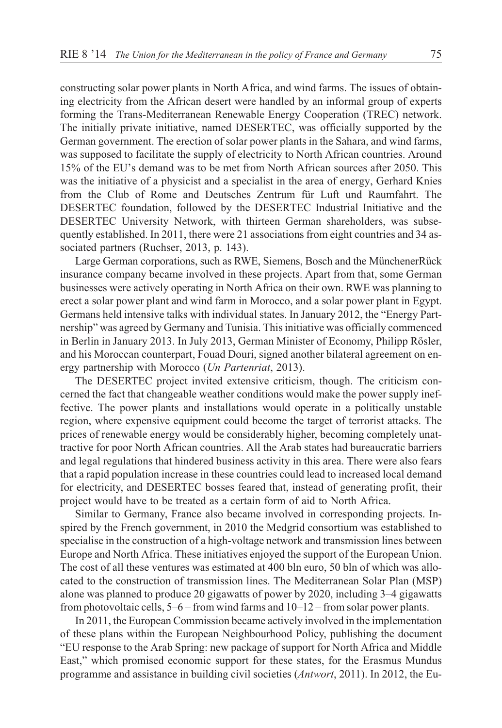constructing solar power plants in North Africa, and wind farms. The issues of obtaining electricity from the African desert were handled by an informal group of experts forming the Trans-Mediterranean Renewable Energy Cooperation (TREC) network. The initially private initiative, named DESERTEC, was officially supported by the German government. The erection of solar power plants in the Sahara, and wind farms, was supposed to facilitate the supply of electricity to North African countries. Around 15% of the EU's demand was to be met from North African sources after 2050. This was the initiative of a physicist and a specialist in the area of energy, Gerhard Knies from the Club of Rome and Deutsches Zentrum für Luft und Raumfahrt. The DESERTEC foundation, followed by the DESERTEC Industrial Initiative and the DESERTEC University Network, with thirteen German shareholders, was subsequently established. In 2011, there were 21 associations from eight countries and 34 associated partners (Ruchser, 2013, p. 143).

Large German corporations, such as RWE, Siemens, Bosch and the MünchenerRück insurance company became involved in these projects. Apart from that, some German businesses were actively operating in North Africa on their own. RWE was planning to erect a solar power plant and wind farm in Morocco, and a solar power plant in Egypt. Germans held intensive talks with individual states. In January 2012, the "Energy Partnership" was agreed by Germany and Tunisia. This initiative was officially commenced in Berlin in January 2013. In July 2013, German Minister of Economy, Philipp Rősler, and his Moroccan counterpart, Fouad Douri, signed another bilateral agreement on energy partnership with Morocco (*Un Partenriat*, 2013).

The DESERTEC project invited extensive criticism, though. The criticism concerned the fact that changeable weather conditions would make the power supply ineffective. The power plants and installations would operate in a politically unstable region, where expensive equipment could become the target of terrorist attacks. The prices of renewable energy would be considerably higher, becoming completely unattractive for poor North African countries. All the Arab states had bureaucratic barriers and legal regulations that hindered business activity in this area. There were also fears that a rapid population increase in these countries could lead to increased local demand for electricity, and DESERTEC bosses feared that, instead of generating profit, their project would have to be treated as a certain form of aid to North Africa.

Similar to Germany, France also became involved in corresponding projects. Inspired by the French government, in 2010 the Medgrid consortium was established to specialise in the construction of a high-voltage network and transmission lines between Europe and North Africa. These initiatives enjoyed the support of the European Union. The cost of all these ventures was estimated at 400 bln euro, 50 bln of which was allocated to the construction of transmission lines. The Mediterranean Solar Plan (MSP) alone was planned to produce 20 gigawatts of power by 2020, including 3–4 gigawatts from photovoltaic cells, 5–6 – from wind farms and 10–12 – from solar power plants.

In 2011, the European Commission became actively involved in the implementation of these plans within the European Neighbourhood Policy, publishing the document "EU response to the Arab Spring: new package of support for North Africa and Middle East," which promised economic support for these states, for the Erasmus Mundus programme and assistance in building civil societies (*Antwort*, 2011). In 2012, the Eu-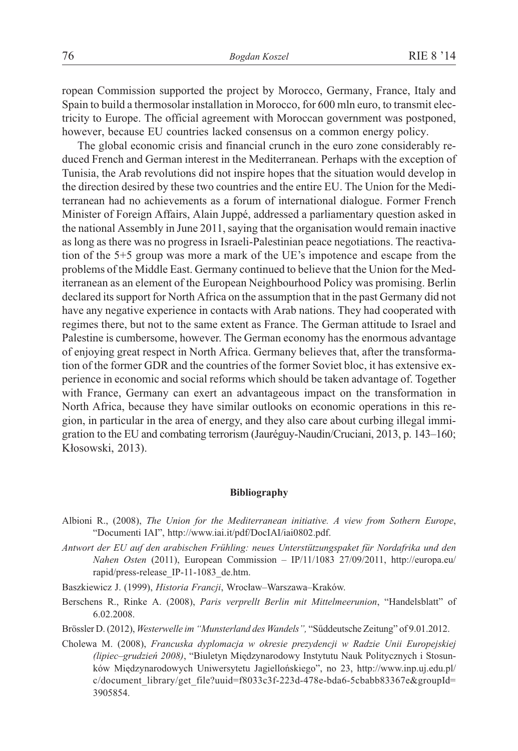ropean Commission supported the project by Morocco, Germany, France, Italy and Spain to build a thermosolar installation in Morocco, for 600 mln euro, to transmit electricity to Europe. The official agreement with Moroccan government was postponed, however, because EU countries lacked consensus on a common energy policy.

The global economic crisis and financial crunch in the euro zone considerably reduced French and German interest in the Mediterranean. Perhaps with the exception of Tunisia, the Arab revolutions did not inspire hopes that the situation would develop in the direction desired by these two countries and the entire EU. The Union for the Mediterranean had no achievements as a forum of international dialogue. Former French Minister of Foreign Affairs, Alain Juppé, addressed a parliamentary question asked in the national Assembly in June 2011, saying that the organisation would remain inactive as long as there was no progress in Israeli-Palestinian peace negotiations. The reactivation of the 5+5 group was more a mark of the UE's impotence and escape from the problems of the Middle East. Germany continued to believe that the Union for the Mediterranean as an element of the European Neighbourhood Policy was promising. Berlin declared its support for North Africa on the assumption that in the past Germany did not have any negative experience in contacts with Arab nations. They had cooperated with regimes there, but not to the same extent as France. The German attitude to Israel and Palestine is cumbersome, however. The German economy has the enormous advantage of enjoying great respect in North Africa. Germany believes that, after the transformation of the former GDR and the countries of the former Soviet bloc, it has extensive experience in economic and social reforms which should be taken advantage of. Together with France, Germany can exert an advantageous impact on the transformation in North Africa, because they have similar outlooks on economic operations in this region, in particular in the area of energy, and they also care about curbing illegal immigration to the EU and combating terrorism (Jauréguy-Naudin/Cruciani, 2013, p. 143–160; Kłosowski, 2013).

## Bibliography

Albioni R., (2008), *The Union for the Mediterranean initiative. A view from Sothern Europe*, "Documenti IAI", http://www.iai.it/pdf/DocIAI/iai0802.pdf.

*Antwort der EU auf den arabischen Frühling: neues Unterstützungspaket für Nordafrika und den Nahen Osten* (2011), European Commission – IP/11/1083 27/09/2011, http://europa.eu/rapid/press-release_IP-11-1083_de.htm.

Baszkiewicz J. (1999), *Historia Francji*, Wrocław–Warszawa–Kraków.

Berschens R., Rinke A. (2008), *Paris verprellt Berlin mit Mittelmeerunion*, "Handelsblatt" of 6.02.2008.

Brössler D. (2012), *Westerwelle im "Munsterland des Wandels"*, "Sűddeutsche Zeitung" of 9.01.2012.

Cholewa M. (2008), *Francuska dyplomacja w okresie prezydencji w Radzie Unii Europejskiej (lipiec–grudzień 2008)*, "Biuletyn Międzynarodowy Instytutu Nauk Politycznych i Stosunków Międzynarodowych Uniwersytetu Jagiellońskiego", no 23, http://www.inp.uj.edu.pl/c/document_library/get_file?uuid=f8033c3f-223d-478e-bda6-5cbabb83367e&groupId=3905854.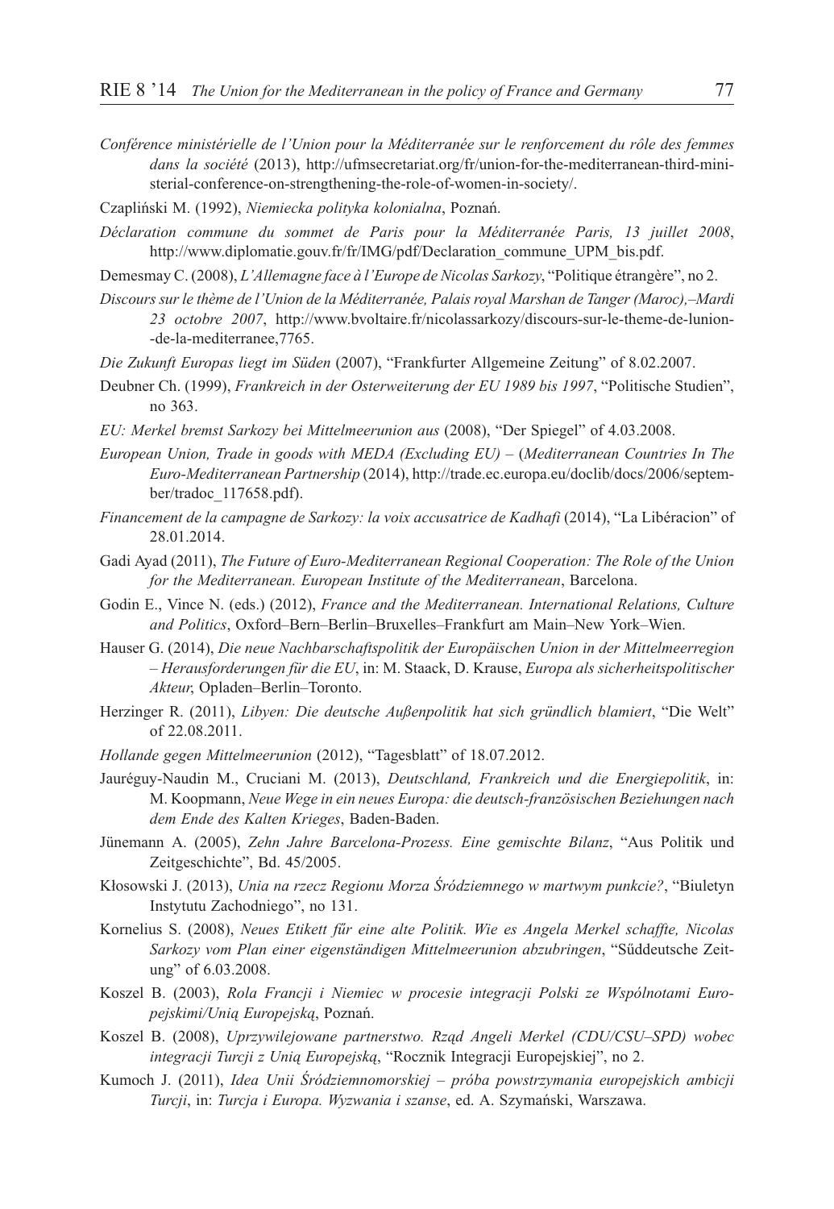*Conférence ministérielle de l'Union pour la Méditerranée sur le renforcement du rôle des femmes dans la société* (2013), http://ufmsecretariat.org/fr/union-for-the-mediterranean-third-ministerial-conference-on-strengthening-the-role-of-women-in-society/.

Czapliński M. (1992), *Niemiecka polityka kolonialna*, Poznań.

*Déclaration commune du sommet de Paris pour la Méditerranée Paris, 13 juillet 2008*, http://www.diplomatie.gouv.fr/fr/IMG/pdf/Declaration_commune_UPM_bis.pdf.

Demesmay C. (2008), *L'Allemagne face à l'Europe de Nicolas Sarkozy*, "Politique étrangère", no 2.

*Discours sur le thème de l'Union de la Méditerranée, Palais royal Marshan de Tanger (Maroc),–Mardi 23 octobre 2007*, http://www.bvoltaire.fr/nicolassarkozy/discours-sur-le-theme-de-lunion-de-la-mediterranee,7765.

*Die Zukunft Europas liegt im Süden* (2007), "Frankfurter Allgemeine Zeitung" of 8.02.2007.

Deubner Ch. (1999), *Frankreich in der Osterweiterung der EU 1989 bis 1997*, "Politische Studien", no 363.

*EU: Merkel bremst Sarkozy bei Mittelmeerunion aus* (2008), "Der Spiegel" of 4.03.2008.

*European Union, Trade in goods with MEDA (Excluding EU)* – (*Mediterranean Countries In The Euro-Mediterranean Partnership* (2014), http://trade.ec.europa.eu/doclib/docs/2006/september/tradoc_117658.pdf).

*Financement de la campagne de Sarkozy: la voix accusatrice de Kadhafi* (2014), "La Libéracion" of 28.01.2014.

Gadi Ayad (2011), *The Future of Euro-Mediterranean Regional Cooperation: The Role of the Union for the Mediterranean. European Institute of the Mediterranean*, Barcelona.

Godin E., Vince N. (eds.) (2012), *France and the Mediterranean. International Relations, Culture and Politics*, Oxford–Bern–Berlin–Bruxelles–Frankfurt am Main–New York–Wien.

Hauser G. (2014), *Die neue Nachbarschaftspolitik der Europäischen Union in der Mittelmeerregion – Herausforderungen für die EU*, in: M. Staack, D. Krause, *Europa als sicherheitspolitischer Akteur*, Opladen–Berlin–Toronto.

Herzinger R. (2011), *Libyen: Die deutsche Außenpolitik hat sich gründlich blamiert*, "Die Welt" of 22.08.2011.

*Hollande gegen Mittelmeerunion* (2012), "Tagesblatt" of 18.07.2012.

Jauréguy-Naudin M., Cruciani M. (2013), *Deutschland, Frankreich und die Energiepolitik*, in: M. Koopmann, *Neue Wege in ein neues Europa: die deutsch-französischen Beziehungen nach dem Ende des Kalten Krieges*, Baden-Baden.

Jünemann A. (2005), *Zehn Jahre Barcelona-Prozess. Eine gemischte Bilanz*, "Aus Politik und Zeitgeschichte", Bd. 45/2005.

Kłosowski J. (2013), *Unia na rzecz Regionu Morza Śródziemnego w martwym punkcie?*, "Biuletyn Instytutu Zachodniego", no 131.

Kornelius S. (2008), *Neues Etikett fűr eine alte Politik. Wie es Angela Merkel schaffte, Nicolas Sarkozy vom Plan einer eigenständigen Mittelmeerunion abzubringen*, "Sűddeutsche Zeitung" of 6.03.2008.

Koszel B. (2003), *Rola Francji i Niemiec w procesie integracji Polski ze Wspólnotami Europejskimi/Unią Europejską*, Poznań.

Koszel B. (2008), *Uprzywilejowane partnerstwo. Rząd Angeli Merkel (CDU/CSU–SPD) wobec integracji Turcji z Unią Europejską*, "Rocznik Integracji Europejskiej", no 2.

Kumoch J. (2011), *Idea Unii Śródziemnomorskiej – próba powstrzymania europejskich ambicji Turcji*, in: *Turcja i Europa. Wyzwania i szanse*, ed. A. Szymański, Warszawa.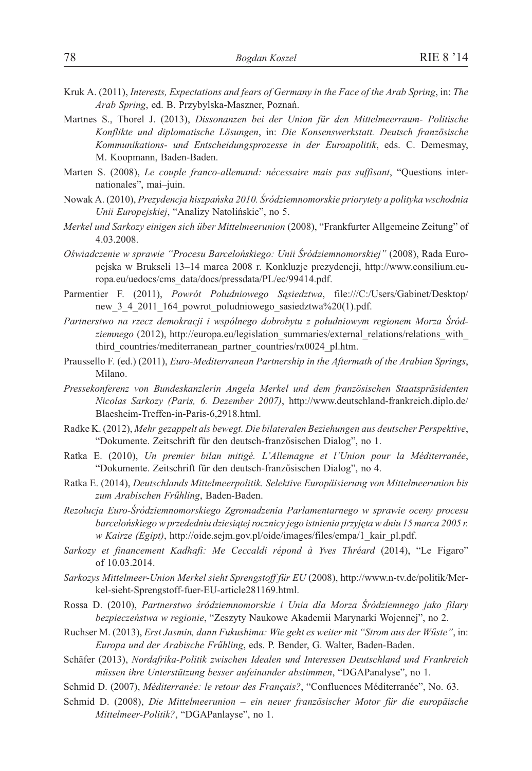Kruk A. (2011), *Interests, Expectations and fears of Germany in the Face of the Arab Spring*, in: *The Arab Spring*, ed. B. Przybylska-Maszner, Poznań.

Martnes S., Thorel J. (2013), *Dissonanzen bei der Union für den Mittelmeerraum- Politische Konflikte und diplomatische Lösungen*, in: *Die Konsenswerkstatt. Deutsch französische Kommunikations- und Entscheidungsprozesse in der Euroapolitik*, eds. C. Demesmay, M. Koopmann, Baden-Baden.

Marten S. (2008), *Le couple franco-allemand: nécessaire mais pas suffisant*, "Questions internationales", mai–juin.

Nowak A. (2010), *Prezydencja hiszpańska 2010. Śródziemnomorskie priorytety a polityka wschodnia Unii Europejskiej*, "Analizy Natolińskie", no 5.

*Merkel und Sarkozy einigen sich über Mittelmeerunion* (2008), "Frankfurter Allgemeine Zeitung" of 4.03.2008.

*Oświadczenie w sprawie "Procesu Barcelońskiego: Unii Śródziemnomorskiej"* (2008), Rada Europejska w Brukseli 13–14 marca 2008 r. Konkluzje prezydencji, http://www.consilium.europa.eu/uedocs/cms_data/docs/pressdata/PL/ec/99414.pdf.

Parmentier F. (2011), *Powrót Południowego Sąsiedztwa*, file:///C:/Users/Gabinet/Desktop/new_3_4_2011_164_powrot_poludniowego_sasiedztwa%20(1).pdf.

*Partnerstwo na rzecz demokracji i wspólnego dobrobytu z południowym regionem Morza Śródziemnego* (2012), http://europa.eu/legislation_summaries/external_relations/relations_with_third_countries/mediterranean_partner_countries/rx0024_pl.htm.

Praussello F. (ed.) (2011), *Euro-Mediterranean Partnership in the Aftermath of the Arabian Springs*, Milano.

*Pressekonferenz von Bundeskanzlerin Angela Merkel und dem französischen Staatspräsidenten Nicolas Sarkozy (Paris, 6. Dezember 2007)*, http://www.deutschland-frankreich.diplo.de/Blaesheim-Treffen-in-Paris-6,2918.html.

Radke K. (2012), *Mehr gezappelt als bewegt. Die bilateralen Beziehungen aus deutscher Perspektive*, "Dokumente. Zeitschrift für den deutsch-französischen Dialog", no 1.

Ratka E. (2010), *Un premier bilan mitigé. L'Allemagne et l'Union pour la Méditerranée*, "Dokumente. Zeitschrift für den deutsch-französischen Dialog", no 4.

Ratka E. (2014), *Deutschlands Mittelmeerpolitik. Selektive Europäisierung von Mittelmeerunion bis zum Arabischen Frűhling*, Baden-Baden.

*Rezolucja Euro-Śródziemnomorskiego Zgromadzenia Parlamentarnego w sprawie oceny procesu barcelońskiego w przededniu dziesiątej rocznicy jego istnienia przyjęta w dniu 15 marca 2005 r. w Kairze (Egipt)*, http://oide.sejm.gov.pl/oide/images/files/empa/1_kair_pl.pdf.

*Sarkozy et financement Kadhafi: Me Ceccaldi répond à Yves Thréard* (2014), "Le Figaro" of 10.03.2014.

*Sarkozys Mittelmeer-Union Merkel sieht Sprengstoff für EU* (2008), http://www.n-tv.de/politik/Merkel-sieht-Sprengstoff-fuer-EU-article281169.html.

Rossa D. (2010), *Partnerstwo śródziemnomorskie i Unia dla Morza Śródziemnego jako filary bezpieczeństwa w regionie*, "Zeszyty Naukowe Akademii Marynarki Wojennej", no 2.

Ruchser M. (2013), *Erst Jasmin, dann Fukushima: Wie geht es weiter mit "Strom aus der Wűste"*, in: *Europa und der Arabische Frűhling*, eds. P. Bender, G. Walter, Baden-Baden.

Schäfer (2013), *Nordafrika-Politik zwischen Idealen und Interessen Deutschland und Frankreich müssen ihre Unterstützung besser aufeinander abstimmen*, "DGAPanalyse", no 1.

Schmid D. (2007), *Méditerranée: le retour des Français?*, "Confluences Méditerranée", No. 63.

Schmid D. (2008), *Die Mittelmeerunion – ein neuer französischer Motor für die europäische Mittelmeer-Politik?*, "DGAPanlayse", no 1.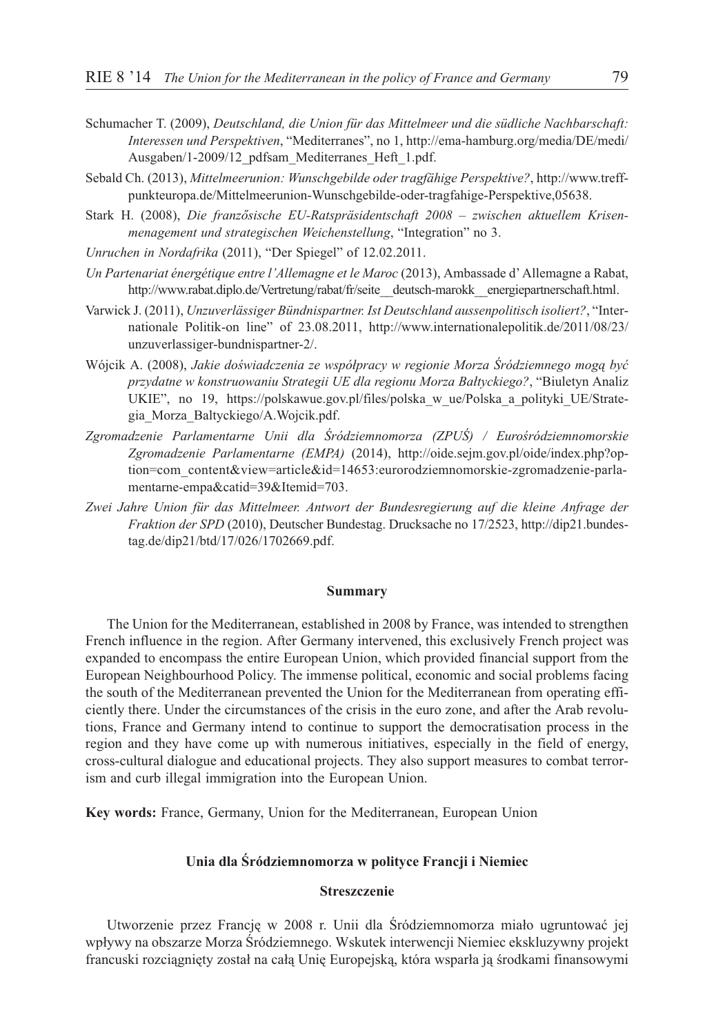Schumacher T. (2009), *Deutschland, die Union für das Mittelmeer und die südliche Nachbarschaft: Interessen und Perspektiven*, "Mediterranes", no 1, http://ema-hamburg.org/media/DE/medi/Ausgaben/1-2009/12_pdfsam_Mediterranes_Heft_1.pdf.

Sebald Ch. (2013), *Mittelmeerunion: Wunschgebilde oder tragfähige Perspektive?*, http://www.treffpunkteuropa.de/Mittelmeerunion-Wunschgebilde-oder-tragfahige-Perspektive,05638.

Stark H. (2008), *Die französische EU-Ratspräsidentschaft 2008 – zwischen aktuellem Krisenmenagement und strategischen Weichenstellung*, "Integration" no 3.

*Unruchen in Nordafrika* (2011), "Der Spiegel" of 12.02.2011.

*Un Partenariat énergétique entre l'Allemagne et le Maroc* (2013), Ambassade d' Allemagne a Rabat, http://www.rabat.diplo.de/Vertretung/rabat/fr/seite__deutsch-marokk__energiepartnerschaft.html.

Varwick J. (2011), *Unzuverlässiger Bündnispartner. Ist Deutschland aussenpolitisch isoliert?*, "Internationale Politik-on line" of 23.08.2011, http://www.internationalepolitik.de/2011/08/23/unzuverlassiger-bundnispartner-2/.

Wójcik A. (2008), *Jakie doświadczenia ze współpracy w regionie Morza Śródziemnego mogą być przydatne w konstruowaniu Strategii UE dla regionu Morza Bałtyckiego?*, "Biuletyn Analiz UKIE", no 19, https://polskawue.gov.pl/files/polska_w_ue/Polska_a_polityki_UE/Strategia_Morza_Baltyckiego/A.Wojcik.pdf.

*Zgromadzenie Parlamentarne Unii dla Śródziemnomorza (ZPUŚ) / Eurośródziemnomorskie Zgromadzenie Parlamentarne (EMPA)* (2014), http://oide.sejm.gov.pl/oide/index.php?option=com_content&view=article&id=14653:eurorodziemnomorskie-zgromadzenie-parlamentarne-empa&catid=39&Itemid=703.

*Zwei Jahre Union für das Mittelmeer. Antwort der Bundesregierung auf die kleine Anfrage der Fraktion der SPD* (2010), Deutscher Bundestag. Drucksache no 17/2523, http://dip21.bundestag.de/dip21/btd/17/026/1702669.pdf.

### Summary

The Union for the Mediterranean, established in 2008 by France, was intended to strengthen French influence in the region. After Germany intervened, this exclusively French project was expanded to encompass the entire European Union, which provided financial support from the European Neighbourhood Policy. The immense political, economic and social problems facing the south of the Mediterranean prevented the Union for the Mediterranean from operating efficiently there. Under the circumstances of the crisis in the euro zone, and after the Arab revolutions, France and Germany intend to continue to support the democratisation process in the region and they have come up with numerous initiatives, especially in the field of energy, cross-cultural dialogue and educational projects. They also support measures to combat terrorism and curb illegal immigration into the European Union.

**Key words:** France, Germany, Union for the Mediterranean, European Union

### Unia dla Śródziemnomorza w polityce Francji i Niemiec

### Streszczenie

Utworzenie przez Francję w 2008 r. Unii dla Śródziemnomorza miało ugruntować jej wpływy na obszarze Morza Śródziemnego. Wskutek interwencji Niemiec ekskluzywny projekt francuski rozciągnięty został na całą Unię Europejską, która wsparła ją środkami finansowymi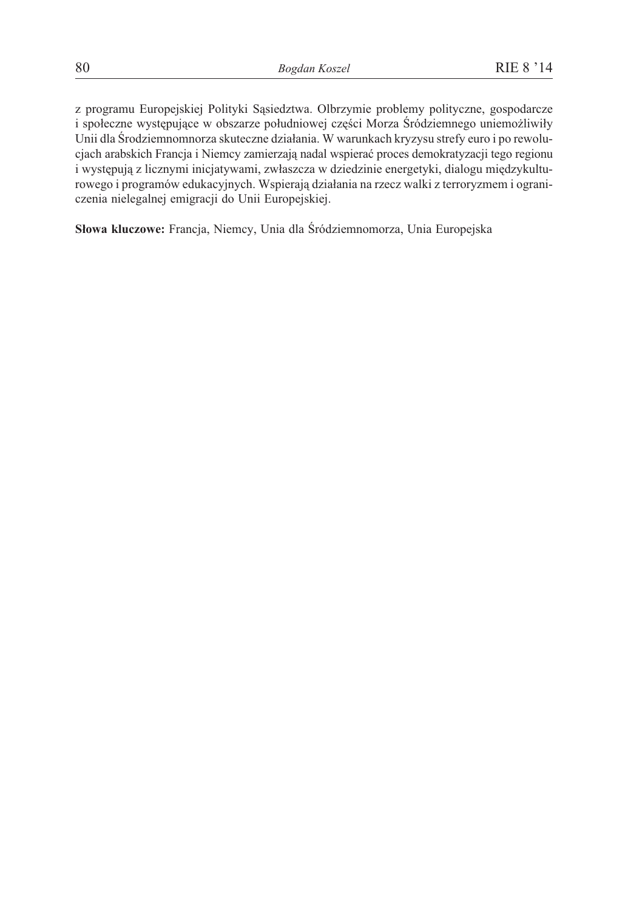z programu Europejskiej Polityki Sąsiedztwa. Olbrzymie problemy polityczne, gospodarcze i społeczne występujące w obszarze południowej części Morza Śródziemnego uniemożliwiły Unii dla Środziemnomnorza skuteczne działania. W warunkach kryzysu strefy euro i po rewolucjach arabskich Francja i Niemcy zamierzają nadal wspierać proces demokratyzacji tego regionu i występują z licznymi inicjatywami, zwłaszcza w dziedzinie energetyki, dialogu międzykulturowego i programów edukacyjnych. Wspierają działania na rzecz walki z terroryzmem i ograniczenia nielegalnej emigracji do Unii Europejskiej.

**Słowa kluczowe:** Francja, Niemcy, Unia dla Śródziemnomorza, Unia Europejska